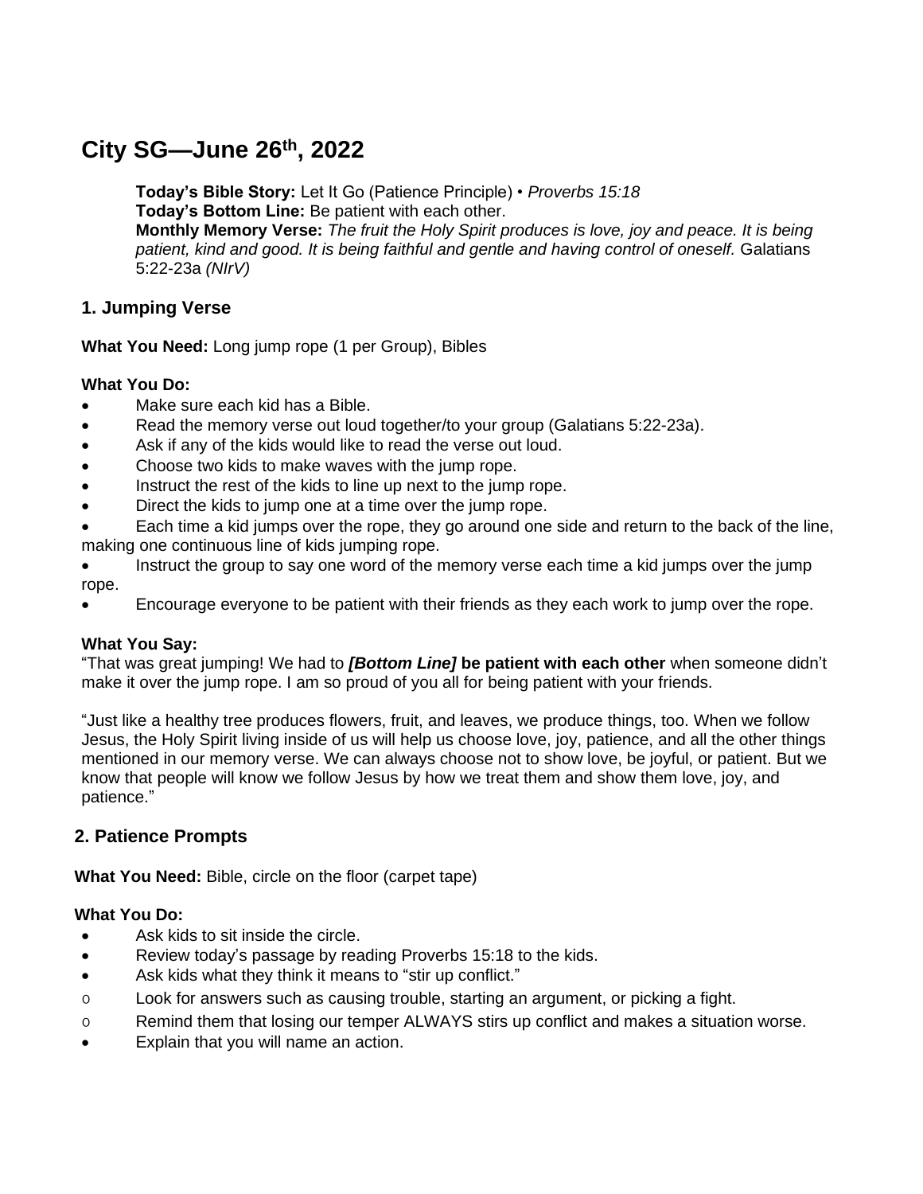# City SG—June 26th, 2022

**Today's Bible Story:** Let It Go (Patience Principle) • *Proverbs 15:18*
**Today's Bottom Line:** Be patient with each other.
**Monthly Memory Verse:** *The fruit the Holy Spirit produces is love, joy and peace. It is being patient, kind and good. It is being faithful and gentle and having control of oneself.* Galatians 5:22-23a *(NIrV)*

## 1. Jumping Verse

**What You Need:** Long jump rope (1 per Group), Bibles

**What You Do:**

- Make sure each kid has a Bible.
- Read the memory verse out loud together/to your group (Galatians 5:22-23a).
- Ask if any of the kids would like to read the verse out loud.
- Choose two kids to make waves with the jump rope.
- Instruct the rest of the kids to line up next to the jump rope.
- Direct the kids to jump one at a time over the jump rope.
- Each time a kid jumps over the rope, they go around one side and return to the back of the line, making one continuous line of kids jumping rope.
- Instruct the group to say one word of the memory verse each time a kid jumps over the jump rope.
- Encourage everyone to be patient with their friends as they each work to jump over the rope.

**What You Say:**
"That was great jumping! We had to ***[Bottom Line]*** **be patient with each other** when someone didn't make it over the jump rope. I am so proud of you all for being patient with your friends.

"Just like a healthy tree produces flowers, fruit, and leaves, we produce things, too. When we follow Jesus, the Holy Spirit living inside of us will help us choose love, joy, patience, and all the other things mentioned in our memory verse. We can always choose not to show love, be joyful, or patient. But we know that people will know we follow Jesus by how we treat them and show them love, joy, and patience."

## 2. Patience Prompts

**What You Need:** Bible, circle on the floor (carpet tape)

**What You Do:**

- Ask kids to sit inside the circle.
- Review today's passage by reading Proverbs 15:18 to the kids.
- Ask kids what they think it means to "stir up conflict."
  - Look for answers such as causing trouble, starting an argument, or picking a fight.
  - Remind them that losing our temper ALWAYS stirs up conflict and makes a situation worse.
- Explain that you will name an action.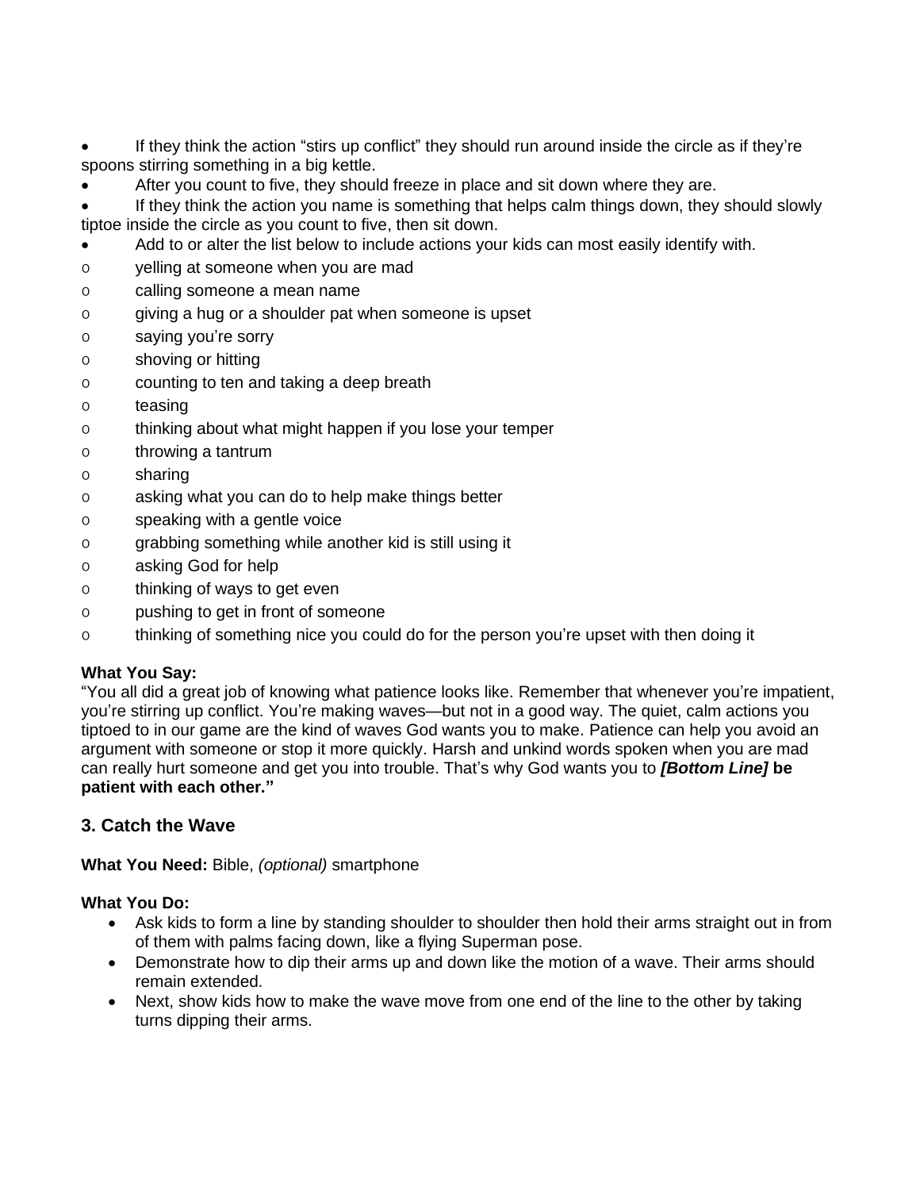- If they think the action “stirs up conflict” they should run around inside the circle as if they’re spoons stirring something in a big kettle.
- After you count to five, they should freeze in place and sit down where they are.
- If they think the action you name is something that helps calm things down, they should slowly tiptoe inside the circle as you count to five, then sit down.
- Add to or alter the list below to include actions your kids can most easily identify with.
  - yelling at someone when you are mad
  - calling someone a mean name
  - giving a hug or a shoulder pat when someone is upset
  - saying you’re sorry
  - shoving or hitting
  - counting to ten and taking a deep breath
  - teasing
  - thinking about what might happen if you lose your temper
  - throwing a tantrum
  - sharing
  - asking what you can do to help make things better
  - speaking with a gentle voice
  - grabbing something while another kid is still using it
  - asking God for help
  - thinking of ways to get even
  - pushing to get in front of someone
  - thinking of something nice you could do for the person you’re upset with then doing it

**What You Say:**
“You all did a great job of knowing what patience looks like. Remember that whenever you’re impatient, you’re stirring up conflict. You’re making waves—but not in a good way. The quiet, calm actions you tiptoed to in our game are the kind of waves God wants you to make. Patience can help you avoid an argument with someone or stop it more quickly. Harsh and unkind words spoken when you are mad can really hurt someone and get you into trouble. That’s why God wants you to ***[Bottom Line]*** **be patient with each other.”**

### 3. Catch the Wave

**What You Need:** Bible, *(optional)* smartphone

**What You Do:**

- Ask kids to form a line by standing shoulder to shoulder then hold their arms straight out in from of them with palms facing down, like a flying Superman pose.
- Demonstrate how to dip their arms up and down like the motion of a wave. Their arms should remain extended.
- Next, show kids how to make the wave move from one end of the line to the other by taking turns dipping their arms.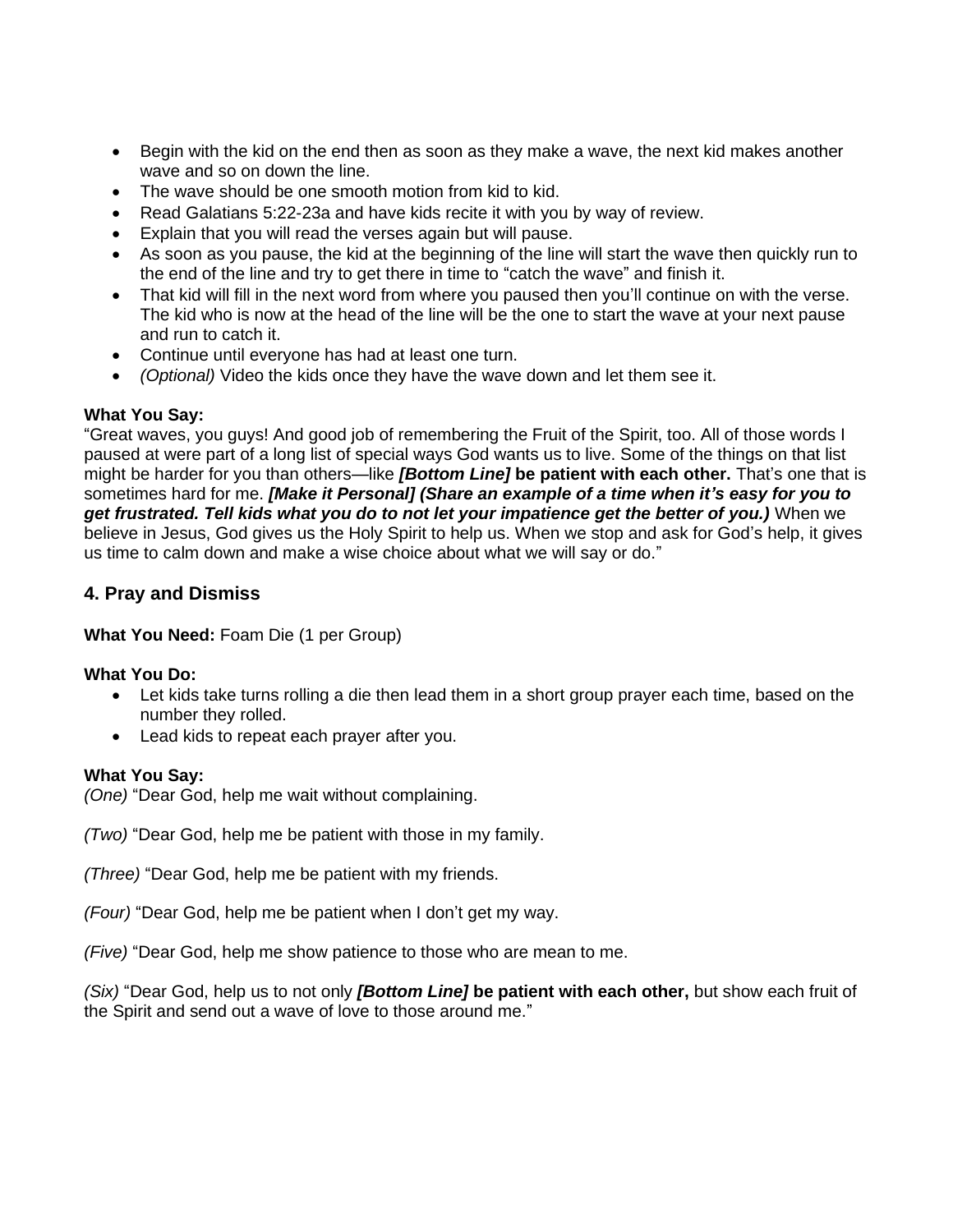- Begin with the kid on the end then as soon as they make a wave, the next kid makes another wave and so on down the line.
- The wave should be one smooth motion from kid to kid.
- Read Galatians 5:22-23a and have kids recite it with you by way of review.
- Explain that you will read the verses again but will pause.
- As soon as you pause, the kid at the beginning of the line will start the wave then quickly run to the end of the line and try to get there in time to "catch the wave" and finish it.
- That kid will fill in the next word from where you paused then you'll continue on with the verse. The kid who is now at the head of the line will be the one to start the wave at your next pause and run to catch it.
- Continue until everyone has had at least one turn.
- *(Optional)* Video the kids once they have the wave down and let them see it.

**What You Say:**
"Great waves, you guys! And good job of remembering the Fruit of the Spirit, too. All of those words I paused at were part of a long list of special ways God wants us to live. Some of the things on that list might be harder for you than others—like ***[Bottom Line]*** **be patient with each other.** That's one that is sometimes hard for me. ***[Make it Personal] (Share an example of a time when it's easy for you to get frustrated. Tell kids what you do to not let your impatience get the better of you.)*** When we believe in Jesus, God gives us the Holy Spirit to help us. When we stop and ask for God's help, it gives us time to calm down and make a wise choice about what we will say or do."

## 4. Pray and Dismiss

**What You Need:** Foam Die (1 per Group)

**What You Do:**
- Let kids take turns rolling a die then lead them in a short group prayer each time, based on the number they rolled.
- Lead kids to repeat each prayer after you.

**What You Say:**
*(One)* "Dear God, help me wait without complaining.

*(Two)* "Dear God, help me be patient with those in my family.

*(Three)* "Dear God, help me be patient with my friends.

*(Four)* "Dear God, help me be patient when I don't get my way.

*(Five)* "Dear God, help me show patience to those who are mean to me.

*(Six)* "Dear God, help us to not only ***[Bottom Line]*** **be patient with each other,** but show each fruit of the Spirit and send out a wave of love to those around me."